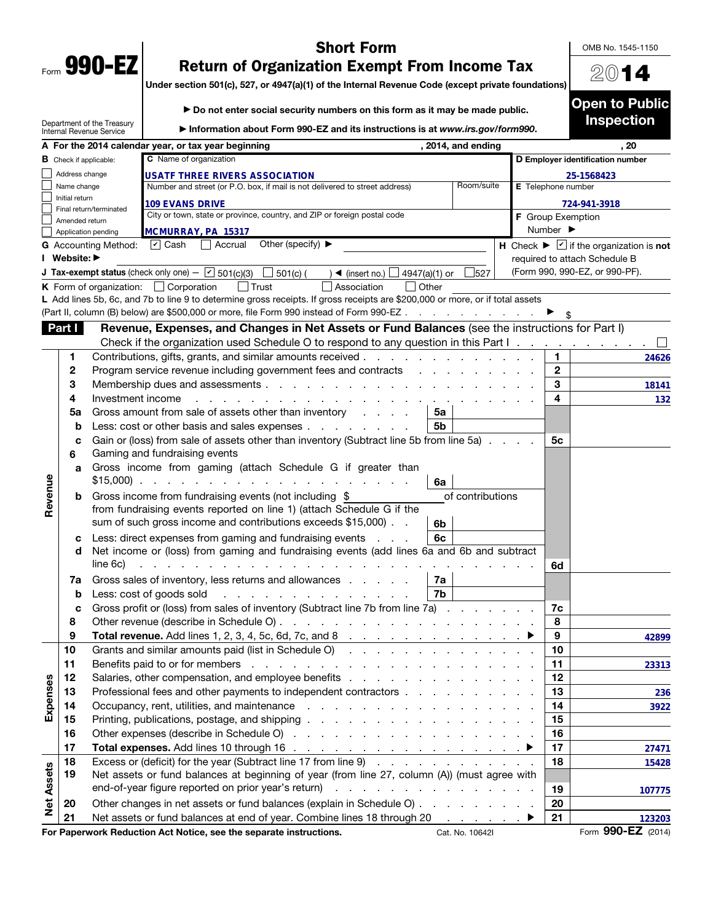Form **990-EZ**

Department of the Treasury
Internal Revenue Service

# Short Form
# Return of Organization Exempt From Income Tax

**Under section 501(c), 527, or 4947(a)(1) of the Internal Revenue Code (except private foundations)**

▶ **Do not enter social security numbers on this form as it may be made public.**

▶ **Information about Form 990-EZ and its instructions is at www.irs.gov/form990.**

OMB No. 1545-1150

**2014**

**Open to Public Inspection**

**A** For the 2014 calendar year, or tax year beginning , 2014, and ending , 20

**B** Check if applicable:
- ☐ Address change
- ☐ Name change
- ☐ Initial return
- ☐ Final return/terminated
- ☐ Amended return
- ☐ Application pending

**C** Name of organization
USATF THREE RIVERS ASSOCIATION

Number and street (or P.O. box, if mail is not delivered to street address) Room/suite
109 EVANS DRIVE

City or town, state or province, country, and ZIP or foreign postal code
MCMURRAY, PA 15317

**D** Employer identification number
25-1568423

**E** Telephone number
724-941-3918

**F** Group Exemption Number ▶

**G** Accounting Method: ☑ Cash ☐ Accrual Other (specify) ▶

**H** Check ▶ ☑ if the organization is **not** required to attach Schedule B (Form 990, 990-EZ, or 990-PF).

**I** Website: ▶

**J** Tax-exempt status (check only one) — ☑ 501(c)(3) ☐ 501(c) ( ) ◀ (insert no.) ☐ 4947(a)(1) or ☐ 527

**K** Form of organization: ☐ Corporation ☐ Trust ☐ Association ☐ Other

**L** Add lines 5b, 6c, and 7b to line 9 to determine gross receipts. If gross receipts are $200,000 or more, or if total assets (Part II, column (B) below) are $500,000 or more, file Form 990 instead of Form 990-EZ . . . ▶ $

## Part I Revenue, Expenses, and Changes in Net Assets or Fund Balances (see the instructions for Part I)

Check if the organization used Schedule O to respond to any question in this Part I . . . ☐

| Section | Line | Description | Sub-line | Sub-amount | Line | Amount |
|---|---|---|---|---|---|---|
| Revenue | 1 | Contributions, gifts, grants, and similar amounts received | | | 1 | 24626 |
| | 2 | Program service revenue including government fees and contracts | | | 2 | |
| | 3 | Membership dues and assessments | | | 3 | 18141 |
| | 4 | Investment income | | | 4 | 132 |
| | 5a | Gross amount from sale of assets other than inventory | 5a | | | |
| | b | Less: cost or other basis and sales expenses | 5b | | | |
| | c | Gain or (loss) from sale of assets other than inventory (Subtract line 5b from line 5a) | | | 5c | |
| | 6 | Gaming and fundraising events | | | | |
| | a | Gross income from gaming (attach Schedule G if greater than $15,000) | 6a | | | |
| | b | Gross income from fundraising events (not including $ of contributions from fundraising events reported on line 1) (attach Schedule G if the sum of such gross income and contributions exceeds $15,000) | 6b | | | |
| | c | Less: direct expenses from gaming and fundraising events | 6c | | | |
| | d | Net income or (loss) from gaming and fundraising events (add lines 6a and 6b and subtract line 6c) | | | 6d | |
| | 7a | Gross sales of inventory, less returns and allowances | 7a | | | |
| | b | Less: cost of goods sold | 7b | | | |
| | c | Gross profit or (loss) from sales of inventory (Subtract line 7b from line 7a) | | | 7c | |
| | 8 | Other revenue (describe in Schedule O) | | | 8 | |
| | 9 | **Total revenue.** Add lines 1, 2, 3, 4, 5c, 6d, 7c, and 8 ▶ | | | 9 | 42899 |
| Expenses | 10 | Grants and similar amounts paid (list in Schedule O) | | | 10 | |
| | 11 | Benefits paid to or for members | | | 11 | 23313 |
| | 12 | Salaries, other compensation, and employee benefits | | | 12 | |
| | 13 | Professional fees and other payments to independent contractors | | | 13 | 236 |
| | 14 | Occupancy, rent, utilities, and maintenance | | | 14 | 3922 |
| | 15 | Printing, publications, postage, and shipping | | | 15 | |
| | 16 | Other expenses (describe in Schedule O) | | | 16 | |
| | 17 | **Total expenses.** Add lines 10 through 16 ▶ | | | 17 | 27471 |
| Net Assets | 18 | Excess or (deficit) for the year (Subtract line 17 from line 9) | | | 18 | 15428 |
| | 19 | Net assets or fund balances at beginning of year (from line 27, column (A)) (must agree with end-of-year figure reported on prior year's return) | | | 19 | 107775 |
| | 20 | Other changes in net assets or fund balances (explain in Schedule O) | | | 20 | |
| | 21 | Net assets or fund balances at end of year. Combine lines 18 through 20 ▶ | | | 21 | 123203 |

**For Paperwork Reduction Act Notice, see the separate instructions.** Cat. No. 10642I Form **990-EZ** (2014)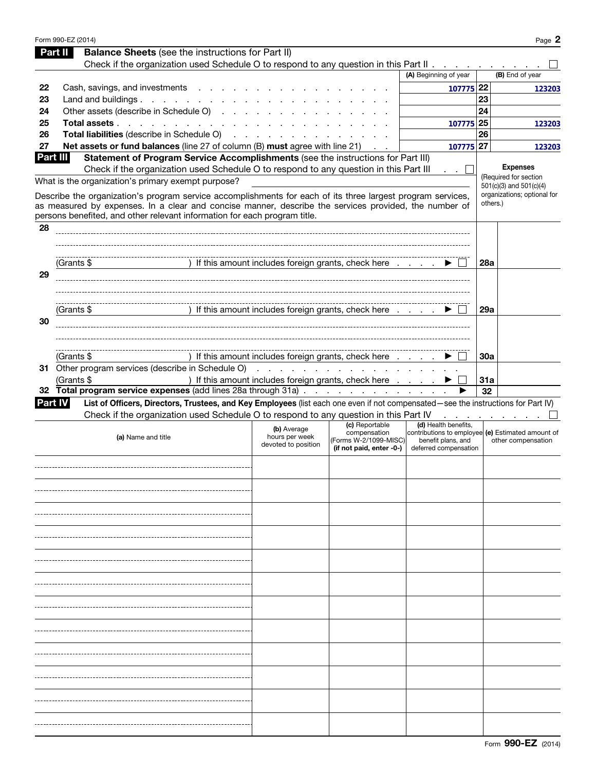## Part II Balance Sheets (see the instructions for Part II)

Check if the organization used Schedule O to respond to any question in this Part II . . . . . . . . . . ☐

| | | (A) Beginning of year | | (B) End of year |
|---|---|---|---|---|
| 22 | Cash, savings, and investments | 107775 | 22 | 123203 |
| 23 | Land and buildings | | 23 | |
| 24 | Other assets (describe in Schedule O) | | 24 | |
| 25 | **Total assets** | 107775 | 25 | 123203 |
| 26 | **Total liabilities** (describe in Schedule O) | | 26 | |
| 27 | **Net assets or fund balances** (line 27 of column (B) **must** agree with line 21) | 107775 | 27 | 123203 |

## Part III Statement of Program Service Accomplishments (see the instructions for Part III)

Check if the organization used Schedule O to respond to any question in this Part III . . ☐

What is the organization's primary exempt purpose?

Describe the organization's program service accomplishments for each of its three largest program services, as measured by expenses. In a clear and concise manner, describe the services provided, the number of persons benefited, and other relevant information for each program title.

**Expenses** (Required for section 501(c)(3) and 501(c)(4) organizations; optional for others.)

| | | | |
|---|---|---|---|
| 28 | (Grants $ ) If this amount includes foreign grants, check here . . . . ▶ ☐ | 28a | |
| 29 | (Grants $ ) If this amount includes foreign grants, check here . . . . ▶ ☐ | 29a | |
| 30 | (Grants $ ) If this amount includes foreign grants, check here . . . . ▶ ☐ | 30a | |
| 31 | Other program services (describe in Schedule O) (Grants $ ) If this amount includes foreign grants, check here . . . . ▶ ☐ | 31a | |
| 32 | **Total program service expenses** (add lines 28a through 31a) . . . ▶ | 32 | |

## Part IV List of Officers, Directors, Trustees, and Key Employees (list each one even if not compensated—see the instructions for Part IV)

Check if the organization used Schedule O to respond to any question in this Part IV . . . . . . . . ☐

| (a) Name and title | (b) Average hours per week devoted to position | (c) Reportable compensation (Forms W-2/1099-MISC) (if not paid, enter -0-) | (d) Health benefits, contributions to employee benefit plans, and deferred compensation | (e) Estimated amount of other compensation |
|---|---|---|---|---|
| | | | | |
| | | | | |
| | | | | |
| | | | | |
| | | | | |
| | | | | |
| | | | | |
| | | | | |
| | | | | |
| | | | | |
| | | | | |
| | | | | |

Form **990-EZ** (2014)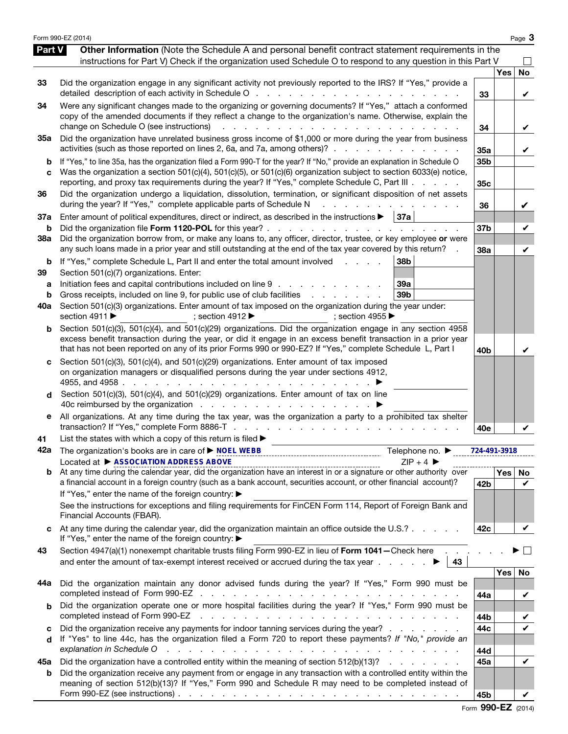## Part V Other Information

(Note the Schedule A and personal benefit contract statement requirements in the instructions for Part V) Check if the organization used Schedule O to respond to any question in this Part V ☐

| | | Line | Yes | No |
|---|---|---|---|---|
| 33 | Did the organization engage in any significant activity not previously reported to the IRS? If "Yes," provide a detailed description of each activity in Schedule O | 33 | | ✔ |
| 34 | Were any significant changes made to the organizing or governing documents? If "Yes," attach a conformed copy of the amended documents if they reflect a change to the organization's name. Otherwise, explain the change on Schedule O (see instructions) | 34 | | ✔ |
| 35a | Did the organization have unrelated business gross income of $1,000 or more during the year from business activities (such as those reported on lines 2, 6a, and 7a, among others)? | 35a | | ✔ |
| b | If "Yes," to line 35a, has the organization filed a Form 990-T for the year? If "No," provide an explanation in Schedule O | 35b | | |
| c | Was the organization a section 501(c)(4), 501(c)(5), or 501(c)(6) organization subject to section 6033(e) notice, reporting, and proxy tax requirements during the year? If "Yes," complete Schedule C, Part III | 35c | | |
| 36 | Did the organization undergo a liquidation, dissolution, termination, or significant disposition of net assets during the year? If "Yes," complete applicable parts of Schedule N | 36 | | ✔ |
| 37a | Enter amount of political expenditures, direct or indirect, as described in the instructions ▶ 37a | | | |
| b | Did the organization file **Form 1120-POL** for this year? | 37b | | ✔ |
| 38a | Did the organization borrow from, or make any loans to, any officer, director, trustee, or key employee **or** were any such loans made in a prior year and still outstanding at the end of the tax year covered by this return? | 38a | | ✔ |
| b | If "Yes," complete Schedule L, Part II and enter the total amount involved 38b | | | |
| 39 | Section 501(c)(7) organizations. Enter: | | | |
| a | Initiation fees and capital contributions included on line 9 39a | | | |
| b | Gross receipts, included on line 9, for public use of club facilities 39b | | | |
| 40a | Section 501(c)(3) organizations. Enter amount of tax imposed on the organization during the year under: section 4911 ▶ ; section 4912 ▶ ; section 4955 ▶ | | | |
| b | Section 501(c)(3), 501(c)(4), and 501(c)(29) organizations. Did the organization engage in any section 4958 excess benefit transaction during the year, or did it engage in an excess benefit transaction in a prior year that has not been reported on any of its prior Forms 990 or 990-EZ? If "Yes," complete Schedule L, Part I | 40b | | ✔ |
| c | Section 501(c)(3), 501(c)(4), and 501(c)(29) organizations. Enter amount of tax imposed on organization managers or disqualified persons during the year under sections 4912, 4955, and 4958 ▶ | | | |
| d | Section 501(c)(3), 501(c)(4), and 501(c)(29) organizations. Enter amount of tax on line 40c reimbursed by the organization ▶ | | | |
| e | All organizations. At any time during the tax year, was the organization a party to a prohibited tax shelter transaction? If "Yes," complete Form 8886-T | 40e | | ✔ |

**41** List the states with which a copy of this return is filed ▶

**42a** The organization's books are in care of ▶ NOEL WEBB Telephone no. ▶ 724-491-3918

Located at ▶ ASSOCIATION ADDRESS ABOVE ZIP + 4 ▶

| | | Line | Yes | No |
|---|---|---|---|---|
| b | At any time during the calendar year, did the organization have an interest in or a signature or other authority over a financial account in a foreign country (such as a bank account, securities account, or other financial account)? If "Yes," enter the name of the foreign country: ▶ See the instructions for exceptions and filing requirements for FinCEN Form 114, Report of Foreign Bank and Financial Accounts (FBAR). | 42b | | ✔ |
| c | At any time during the calendar year, did the organization maintain an office outside the U.S.? If "Yes," enter the name of the foreign country: ▶ | 42c | | ✔ |

**43** Section 4947(a)(1) nonexempt charitable trusts filing Form 990-EZ in lieu of **Form 1041**—Check here ▶ ☐ and enter the amount of tax-exempt interest received or accrued during the tax year ▶ 43

| | | Line | Yes | No |
|---|---|---|---|---|
| 44a | Did the organization maintain any donor advised funds during the year? If "Yes," Form 990 must be completed instead of Form 990-EZ | 44a | | ✔ |
| b | Did the organization operate one or more hospital facilities during the year? If "Yes," Form 990 must be completed instead of Form 990-EZ | 44b | | ✔ |
| c | Did the organization receive any payments for indoor tanning services during the year? | 44c | | ✔ |
| d | If "Yes" to line 44c, has the organization filed a Form 720 to report these payments? *If "No," provide an explanation in Schedule O* | 44d | | |
| 45a | Did the organization have a controlled entity within the meaning of section 512(b)(13)? | 45a | | ✔ |
| b | Did the organization receive any payment from or engage in any transaction with a controlled entity within the meaning of section 512(b)(13)? If "Yes," Form 990 and Schedule R may need to be completed instead of Form 990-EZ (see instructions) | 45b | | ✔ |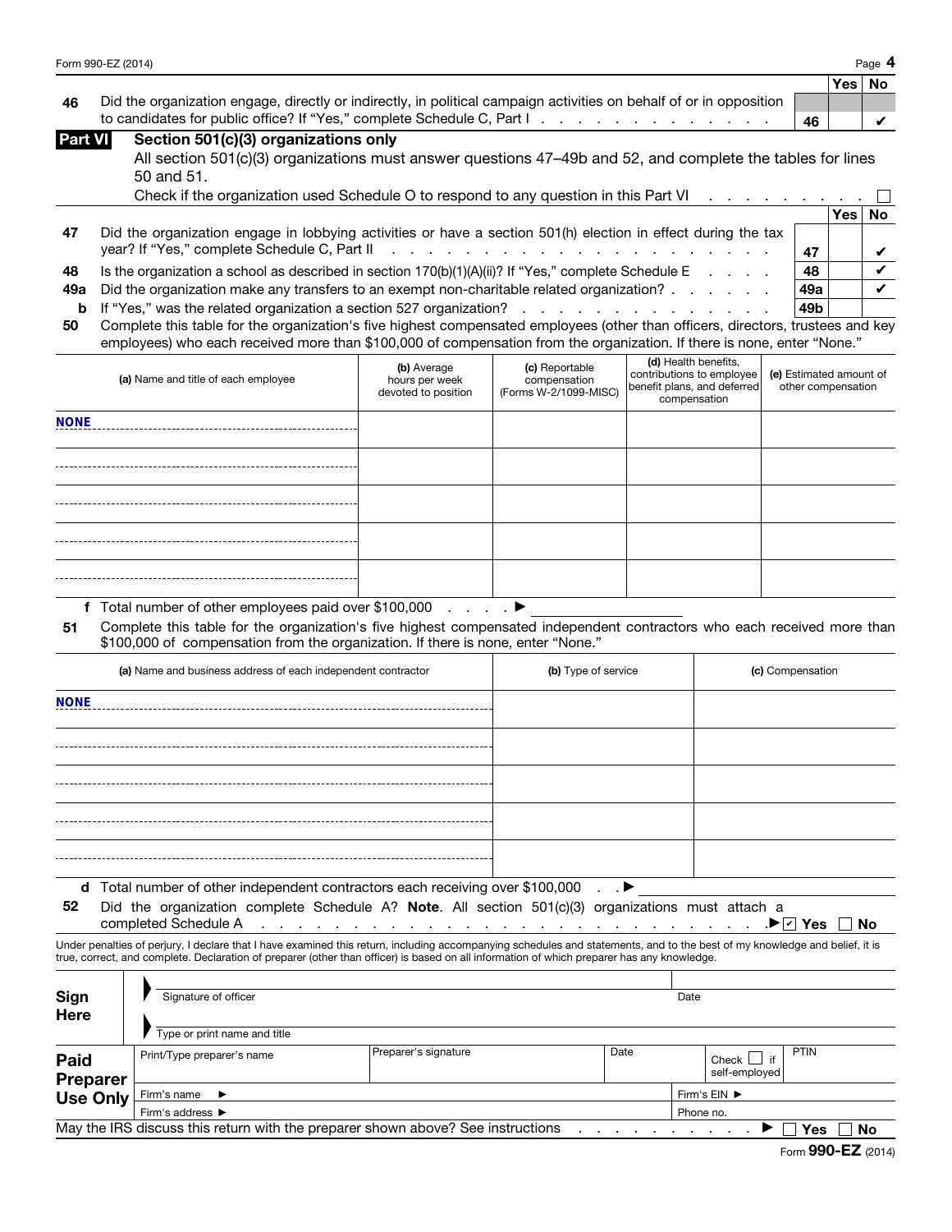| | | | Yes | No |
|---|---|---|---|---|
| 46 | Did the organization engage, directly or indirectly, in political campaign activities on behalf of or in opposition to candidates for public office? If "Yes," complete Schedule C, Part I | 46 | | ✔ |

## Part VI Section 501(c)(3) organizations only

All section 501(c)(3) organizations must answer questions 47–49b and 52, and complete the tables for lines 50 and 51.

Check if the organization used Schedule O to respond to any question in this Part VI ☐

| | | | Yes | No |
|---|---|---|---|---|
| 47 | Did the organization engage in lobbying activities or have a section 501(h) election in effect during the tax year? If "Yes," complete Schedule C, Part II | 47 | | ✔ |
| 48 | Is the organization a school as described in section 170(b)(1)(A)(ii)? If "Yes," complete Schedule E | 48 | | ✔ |
| 49a | Did the organization make any transfers to an exempt non-charitable related organization? | 49a | | ✔ |
| b | If "Yes," was the related organization a section 527 organization? | 49b | | |

**50** Complete this table for the organization's five highest compensated employees (other than officers, directors, trustees and key employees) who each received more than $100,000 of compensation from the organization. If there is none, enter "None."

| (a) Name and title of each employee | (b) Average hours per week devoted to position | (c) Reportable compensation (Forms W-2/1099-MISC) | (d) Health benefits, contributions to employee benefit plans, and deferred compensation | (e) Estimated amount of other compensation |
|---|---|---|---|---|
| NONE | | | | |
| | | | | |
| | | | | |
| | | | | |
| | | | | |

**f** Total number of other employees paid over $100,000 ▶

**51** Complete this table for the organization's five highest compensated independent contractors who each received more than $100,000 of compensation from the organization. If there is none, enter "None."

| (a) Name and business address of each independent contractor | (b) Type of service | (c) Compensation |
|---|---|---|
| NONE | | |
| | | |
| | | |
| | | |
| | | |

**d** Total number of other independent contractors each receiving over $100,000 ▶

**52** Did the organization complete Schedule A? **Note**. All section 501(c)(3) organizations must attach a completed Schedule A ▶ ☑ Yes ☐ No

Under penalties of perjury, I declare that I have examined this return, including accompanying schedules and statements, and to the best of my knowledge and belief, it is true, correct, and complete. Declaration of preparer (other than officer) is based on all information of which preparer has any knowledge.

**Sign Here**

▶ Signature of officer | Date

▶ Type or print name and title

**Paid Preparer Use Only**

| Print/Type preparer's name | Preparer's signature | Date | Check ☐ if self-employed | PTIN |
|---|---|---|---|---|
| Firm's name ▶ | | | Firm's EIN ▶ | |
| Firm's address ▶ | | | Phone no. | |

May the IRS discuss this return with the preparer shown above? See instructions ▶ ☐ Yes ☐ No

Form **990-EZ** (2014)